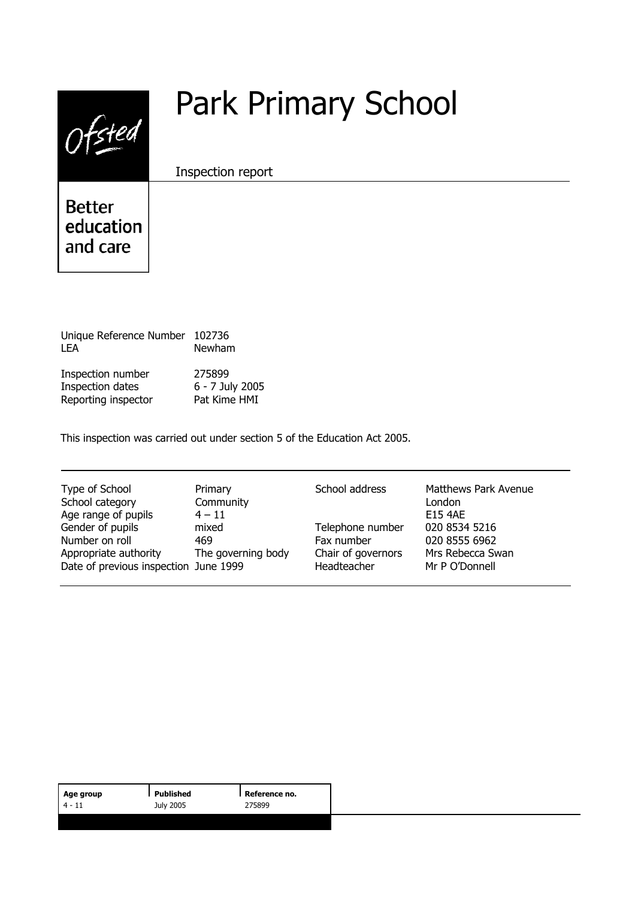Ofsted

Better education and care

# Park Primary School

Inspection report

| | |
|---|---|
| Unique Reference Number | 102736 |
| LEA | Newham |
| Inspection number | 275899 |
| Inspection dates | 6 - 7 July 2005 |
| Reporting inspector | Pat Kime HMI |

This inspection was carried out under section 5 of the Education Act 2005.

| | | | |
|---|---|---|---|
| Type of School | Primary | School address | Matthews Park Avenue |
| School category | Community | | London |
| Age range of pupils | 4 – 11 | | E15 4AE |
| Gender of pupils | mixed | Telephone number | 020 8534 5216 |
| Number on roll | 469 | Fax number | 020 8555 6962 |
| Appropriate authority | The governing body | Chair of governors | Mrs Rebecca Swan |
| Date of previous inspection | June 1999 | Headteacher | Mr P O'Donnell |

| Age group | Published | Reference no. |
|---|---|---|
| 4 - 11 | July 2005 | 275899 |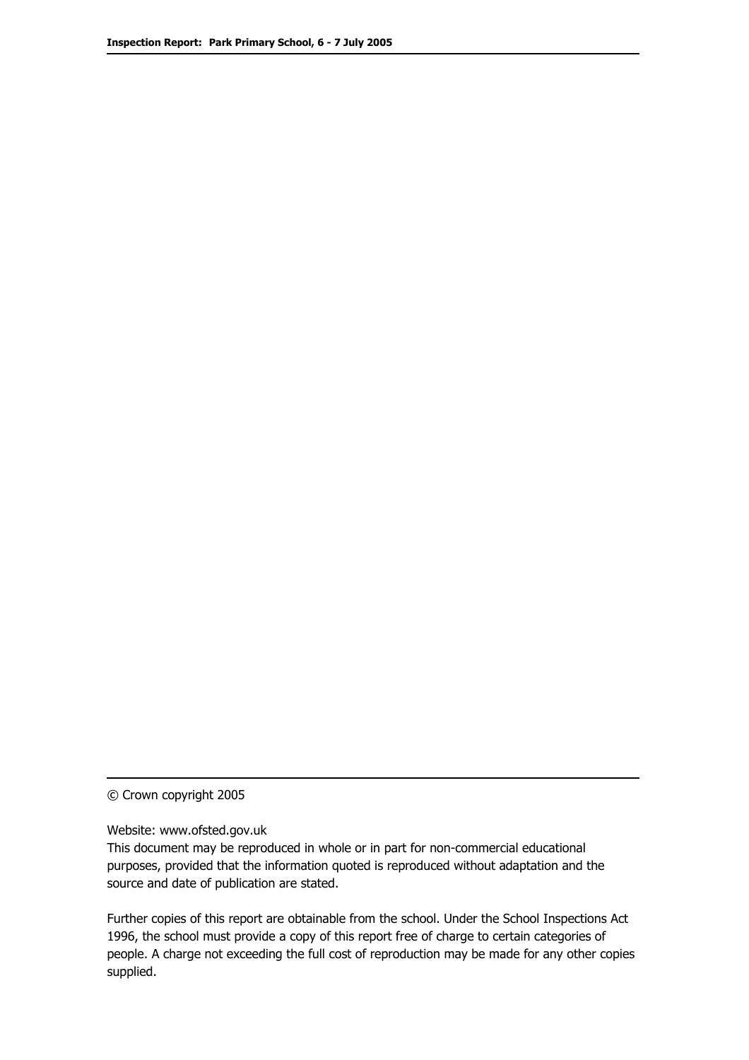© Crown copyright 2005

Website: www.ofsted.gov.uk

This document may be reproduced in whole or in part for non-commercial educational purposes, provided that the information quoted is reproduced without adaptation and the source and date of publication are stated.

Further copies of this report are obtainable from the school. Under the School Inspections Act 1996, the school must provide a copy of this report free of charge to certain categories of people. A charge not exceeding the full cost of reproduction may be made for any other copies supplied.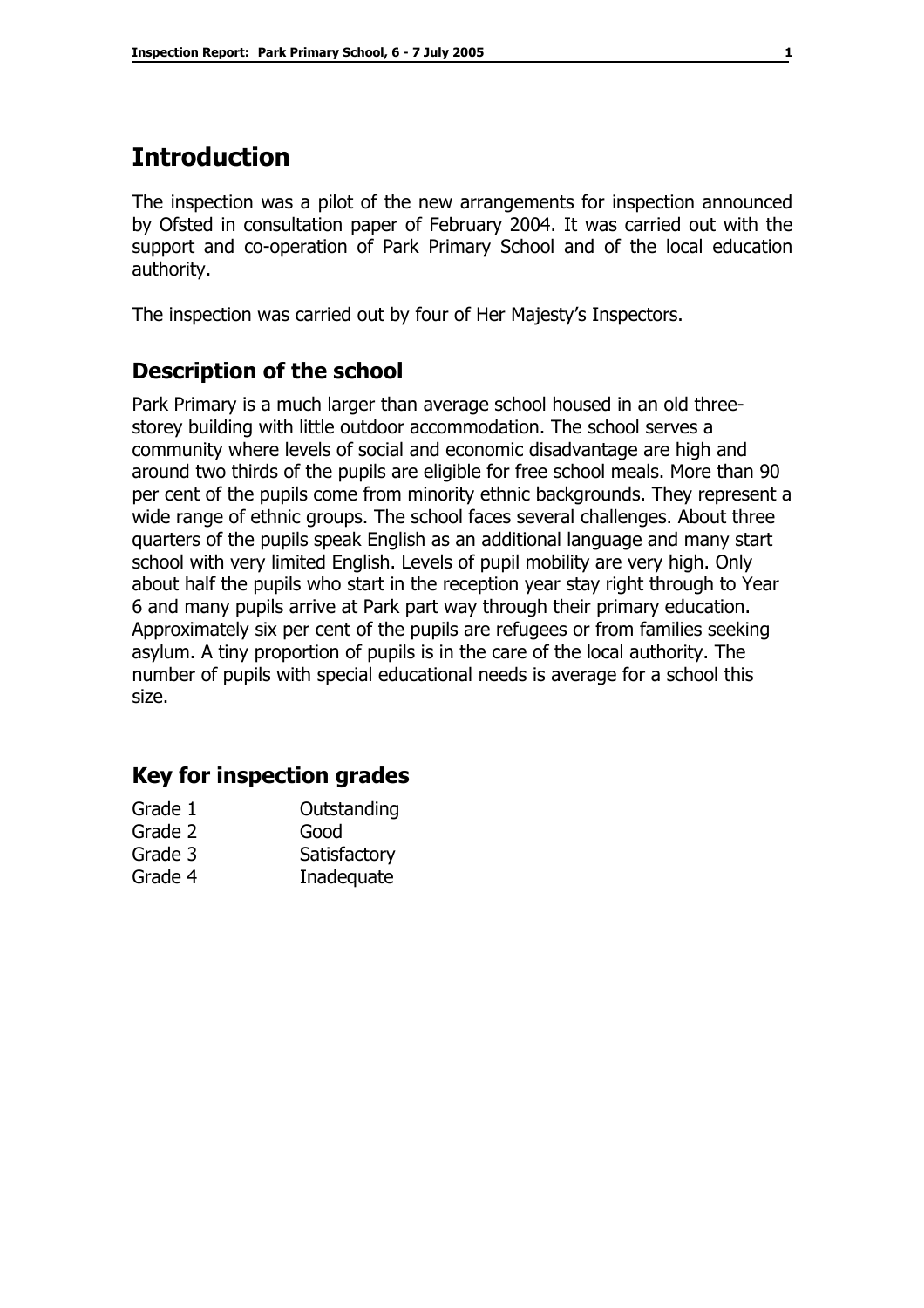# Introduction

The inspection was a pilot of the new arrangements for inspection announced by Ofsted in consultation paper of February 2004. It was carried out with the support and co-operation of Park Primary School and of the local education authority.

The inspection was carried out by four of Her Majesty's Inspectors.

## Description of the school

Park Primary is a much larger than average school housed in an old three-storey building with little outdoor accommodation. The school serves a community where levels of social and economic disadvantage are high and around two thirds of the pupils are eligible for free school meals. More than 90 per cent of the pupils come from minority ethnic backgrounds. They represent a wide range of ethnic groups. The school faces several challenges. About three quarters of the pupils speak English as an additional language and many start school with very limited English. Levels of pupil mobility are very high. Only about half the pupils who start in the reception year stay right through to Year 6 and many pupils arrive at Park part way through their primary education. Approximately six per cent of the pupils are refugees or from families seeking asylum. A tiny proportion of pupils is in the care of the local authority. The number of pupils with special educational needs is average for a school this size.

## Key for inspection grades

| | |
|---|---|
| Grade 1 | Outstanding |
| Grade 2 | Good |
| Grade 3 | Satisfactory |
| Grade 4 | Inadequate |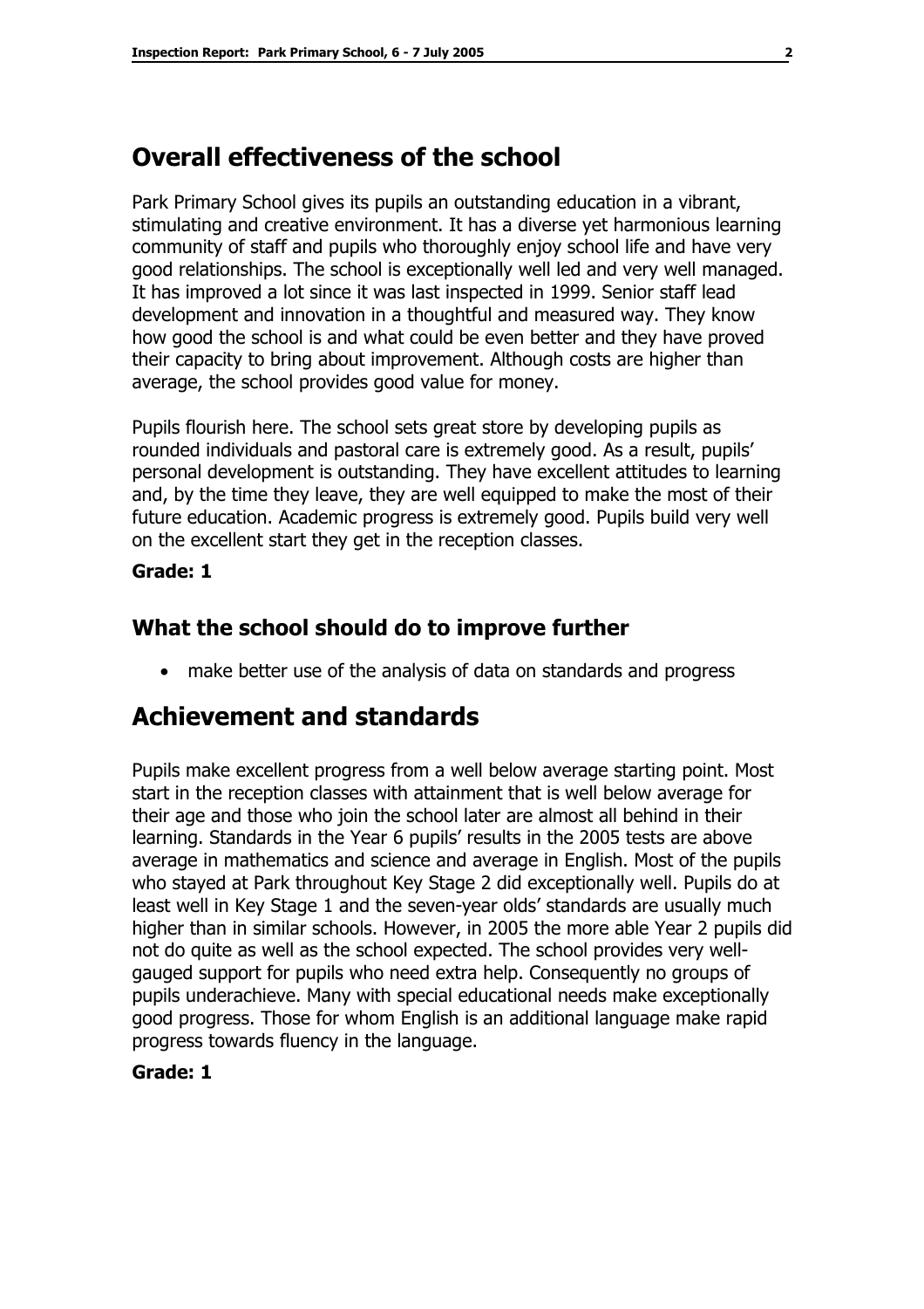# Overall effectiveness of the school

Park Primary School gives its pupils an outstanding education in a vibrant, stimulating and creative environment. It has a diverse yet harmonious learning community of staff and pupils who thoroughly enjoy school life and have very good relationships. The school is exceptionally well led and very well managed. It has improved a lot since it was last inspected in 1999. Senior staff lead development and innovation in a thoughtful and measured way. They know how good the school is and what could be even better and they have proved their capacity to bring about improvement. Although costs are higher than average, the school provides good value for money.

Pupils flourish here. The school sets great store by developing pupils as rounded individuals and pastoral care is extremely good. As a result, pupils' personal development is outstanding. They have excellent attitudes to learning and, by the time they leave, they are well equipped to make the most of their future education. Academic progress is extremely good. Pupils build very well on the excellent start they get in the reception classes.

**Grade: 1**

## What the school should do to improve further

- make better use of the analysis of data on standards and progress

# Achievement and standards

Pupils make excellent progress from a well below average starting point. Most start in the reception classes with attainment that is well below average for their age and those who join the school later are almost all behind in their learning. Standards in the Year 6 pupils' results in the 2005 tests are above average in mathematics and science and average in English. Most of the pupils who stayed at Park throughout Key Stage 2 did exceptionally well. Pupils do at least well in Key Stage 1 and the seven-year olds' standards are usually much higher than in similar schools. However, in 2005 the more able Year 2 pupils did not do quite as well as the school expected. The school provides very well-gauged support for pupils who need extra help. Consequently no groups of pupils underachieve. Many with special educational needs make exceptionally good progress. Those for whom English is an additional language make rapid progress towards fluency in the language.

**Grade: 1**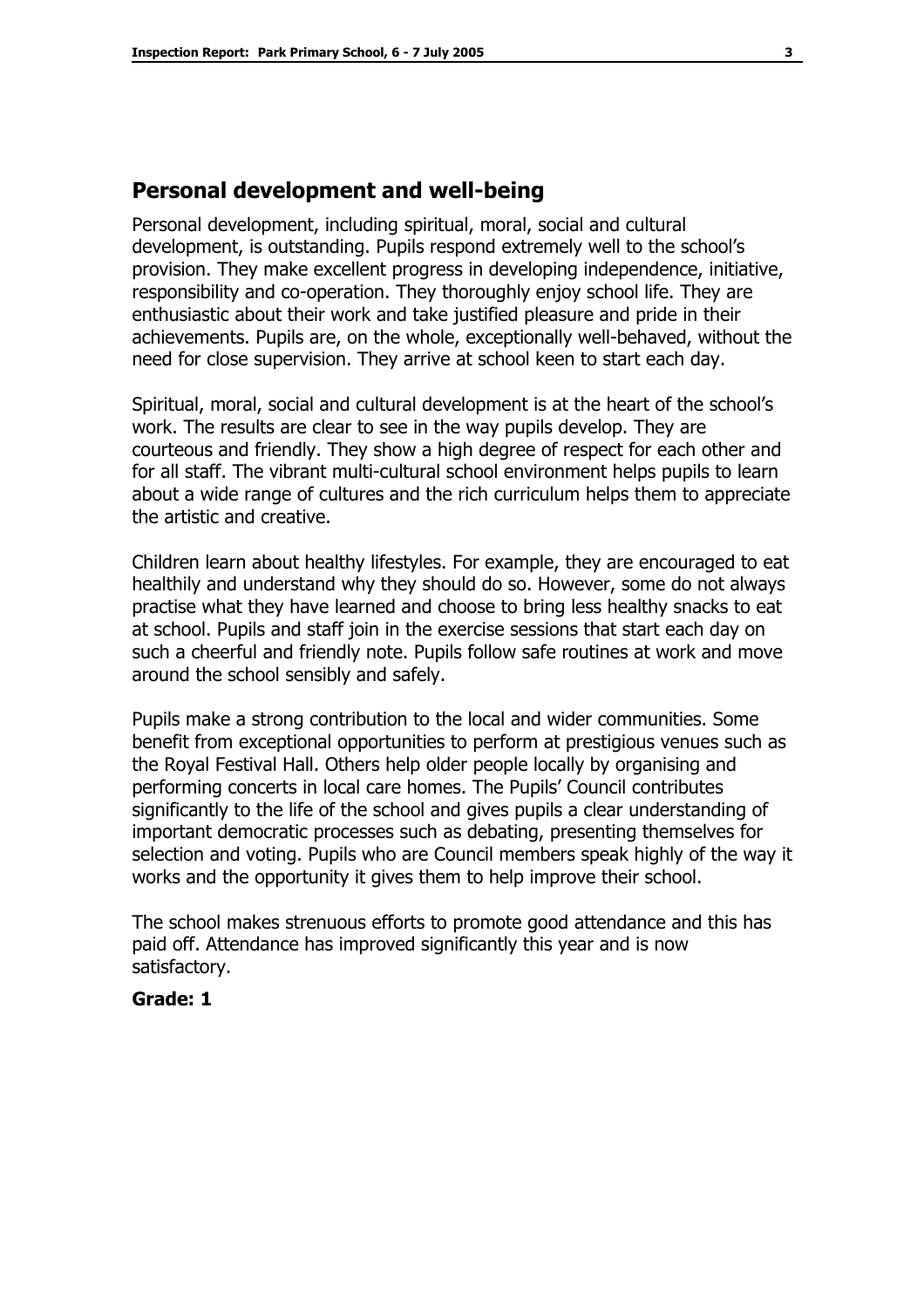## Personal development and well-being

Personal development, including spiritual, moral, social and cultural development, is outstanding. Pupils respond extremely well to the school's provision. They make excellent progress in developing independence, initiative, responsibility and co-operation. They thoroughly enjoy school life. They are enthusiastic about their work and take justified pleasure and pride in their achievements. Pupils are, on the whole, exceptionally well-behaved, without the need for close supervision. They arrive at school keen to start each day.

Spiritual, moral, social and cultural development is at the heart of the school's work. The results are clear to see in the way pupils develop. They are courteous and friendly. They show a high degree of respect for each other and for all staff. The vibrant multi-cultural school environment helps pupils to learn about a wide range of cultures and the rich curriculum helps them to appreciate the artistic and creative.

Children learn about healthy lifestyles. For example, they are encouraged to eat healthily and understand why they should do so. However, some do not always practise what they have learned and choose to bring less healthy snacks to eat at school. Pupils and staff join in the exercise sessions that start each day on such a cheerful and friendly note. Pupils follow safe routines at work and move around the school sensibly and safely.

Pupils make a strong contribution to the local and wider communities. Some benefit from exceptional opportunities to perform at prestigious venues such as the Royal Festival Hall. Others help older people locally by organising and performing concerts in local care homes. The Pupils' Council contributes significantly to the life of the school and gives pupils a clear understanding of important democratic processes such as debating, presenting themselves for selection and voting. Pupils who are Council members speak highly of the way it works and the opportunity it gives them to help improve their school.

The school makes strenuous efforts to promote good attendance and this has paid off. Attendance has improved significantly this year and is now satisfactory.

**Grade: 1**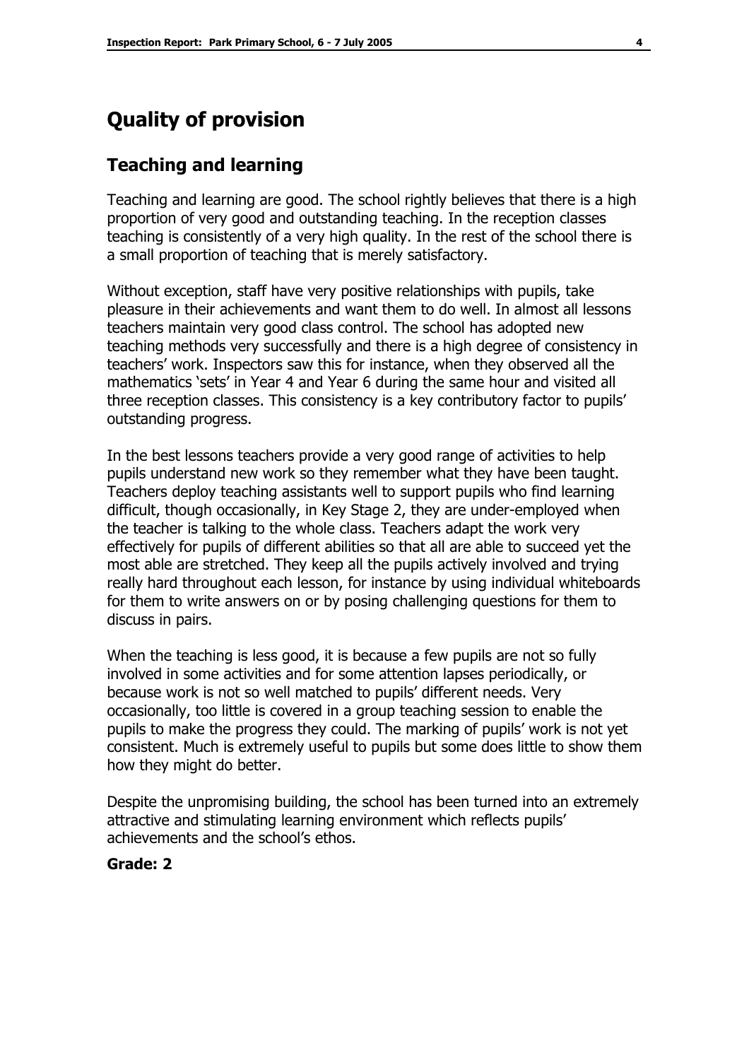## Quality of provision

### Teaching and learning

Teaching and learning are good. The school rightly believes that there is a high proportion of very good and outstanding teaching. In the reception classes teaching is consistently of a very high quality. In the rest of the school there is a small proportion of teaching that is merely satisfactory.

Without exception, staff have very positive relationships with pupils, take pleasure in their achievements and want them to do well. In almost all lessons teachers maintain very good class control. The school has adopted new teaching methods very successfully and there is a high degree of consistency in teachers' work. Inspectors saw this for instance, when they observed all the mathematics 'sets' in Year 4 and Year 6 during the same hour and visited all three reception classes. This consistency is a key contributory factor to pupils' outstanding progress.

In the best lessons teachers provide a very good range of activities to help pupils understand new work so they remember what they have been taught. Teachers deploy teaching assistants well to support pupils who find learning difficult, though occasionally, in Key Stage 2, they are under-employed when the teacher is talking to the whole class. Teachers adapt the work very effectively for pupils of different abilities so that all are able to succeed yet the most able are stretched. They keep all the pupils actively involved and trying really hard throughout each lesson, for instance by using individual whiteboards for them to write answers on or by posing challenging questions for them to discuss in pairs.

When the teaching is less good, it is because a few pupils are not so fully involved in some activities and for some attention lapses periodically, or because work is not so well matched to pupils' different needs. Very occasionally, too little is covered in a group teaching session to enable the pupils to make the progress they could. The marking of pupils' work is not yet consistent. Much is extremely useful to pupils but some does little to show them how they might do better.

Despite the unpromising building, the school has been turned into an extremely attractive and stimulating learning environment which reflects pupils' achievements and the school's ethos.

**Grade: 2**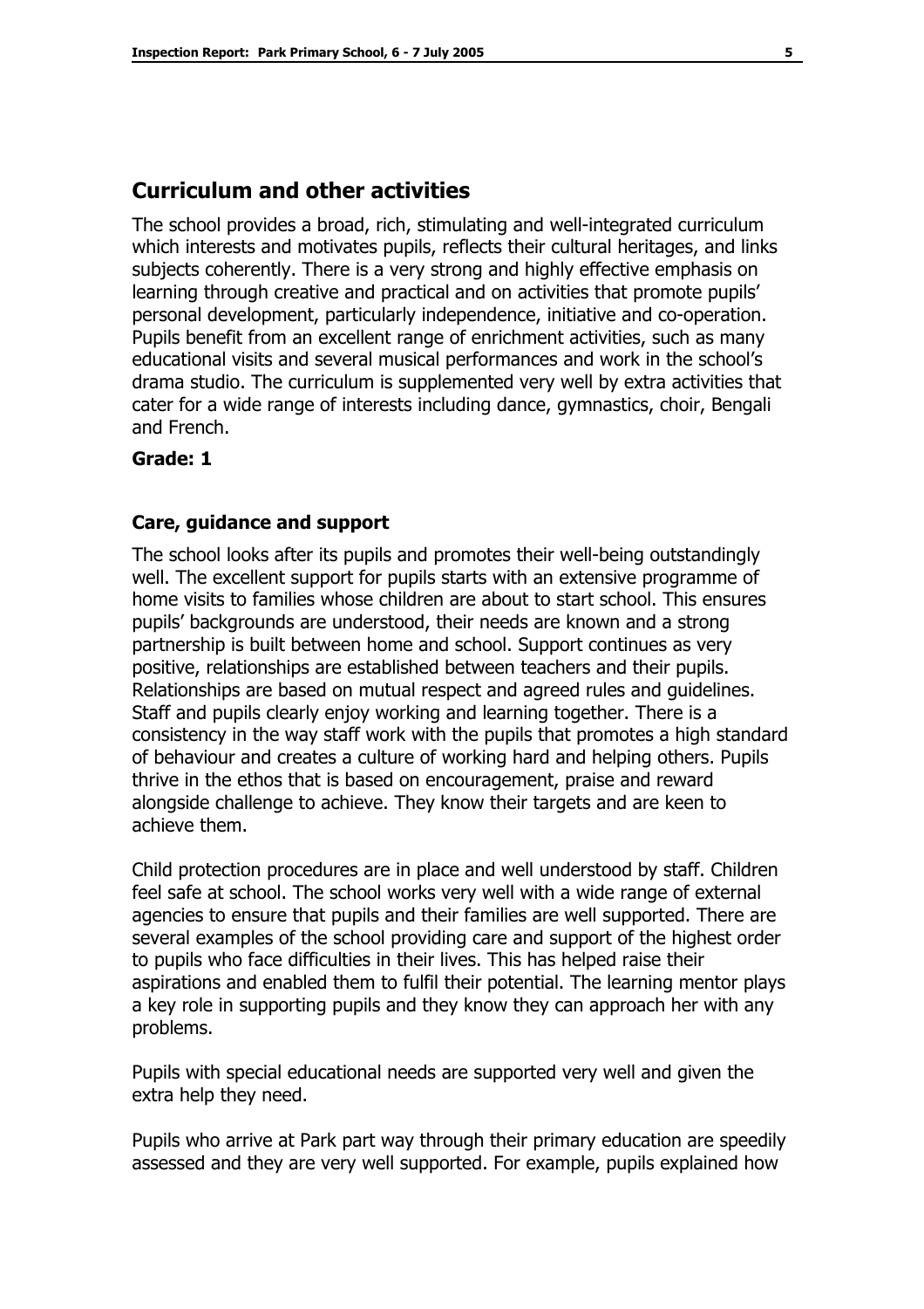## Curriculum and other activities

The school provides a broad, rich, stimulating and well-integrated curriculum which interests and motivates pupils, reflects their cultural heritages, and links subjects coherently. There is a very strong and highly effective emphasis on learning through creative and practical and on activities that promote pupils' personal development, particularly independence, initiative and co-operation. Pupils benefit from an excellent range of enrichment activities, such as many educational visits and several musical performances and work in the school's drama studio. The curriculum is supplemented very well by extra activities that cater for a wide range of interests including dance, gymnastics, choir, Bengali and French.

**Grade: 1**

### Care, guidance and support

The school looks after its pupils and promotes their well-being outstandingly well. The excellent support for pupils starts with an extensive programme of home visits to families whose children are about to start school. This ensures pupils' backgrounds are understood, their needs are known and a strong partnership is built between home and school. Support continues as very positive, relationships are established between teachers and their pupils. Relationships are based on mutual respect and agreed rules and guidelines. Staff and pupils clearly enjoy working and learning together. There is a consistency in the way staff work with the pupils that promotes a high standard of behaviour and creates a culture of working hard and helping others. Pupils thrive in the ethos that is based on encouragement, praise and reward alongside challenge to achieve. They know their targets and are keen to achieve them.

Child protection procedures are in place and well understood by staff. Children feel safe at school. The school works very well with a wide range of external agencies to ensure that pupils and their families are well supported. There are several examples of the school providing care and support of the highest order to pupils who face difficulties in their lives. This has helped raise their aspirations and enabled them to fulfil their potential. The learning mentor plays a key role in supporting pupils and they know they can approach her with any problems.

Pupils with special educational needs are supported very well and given the extra help they need.

Pupils who arrive at Park part way through their primary education are speedily assessed and they are very well supported. For example, pupils explained how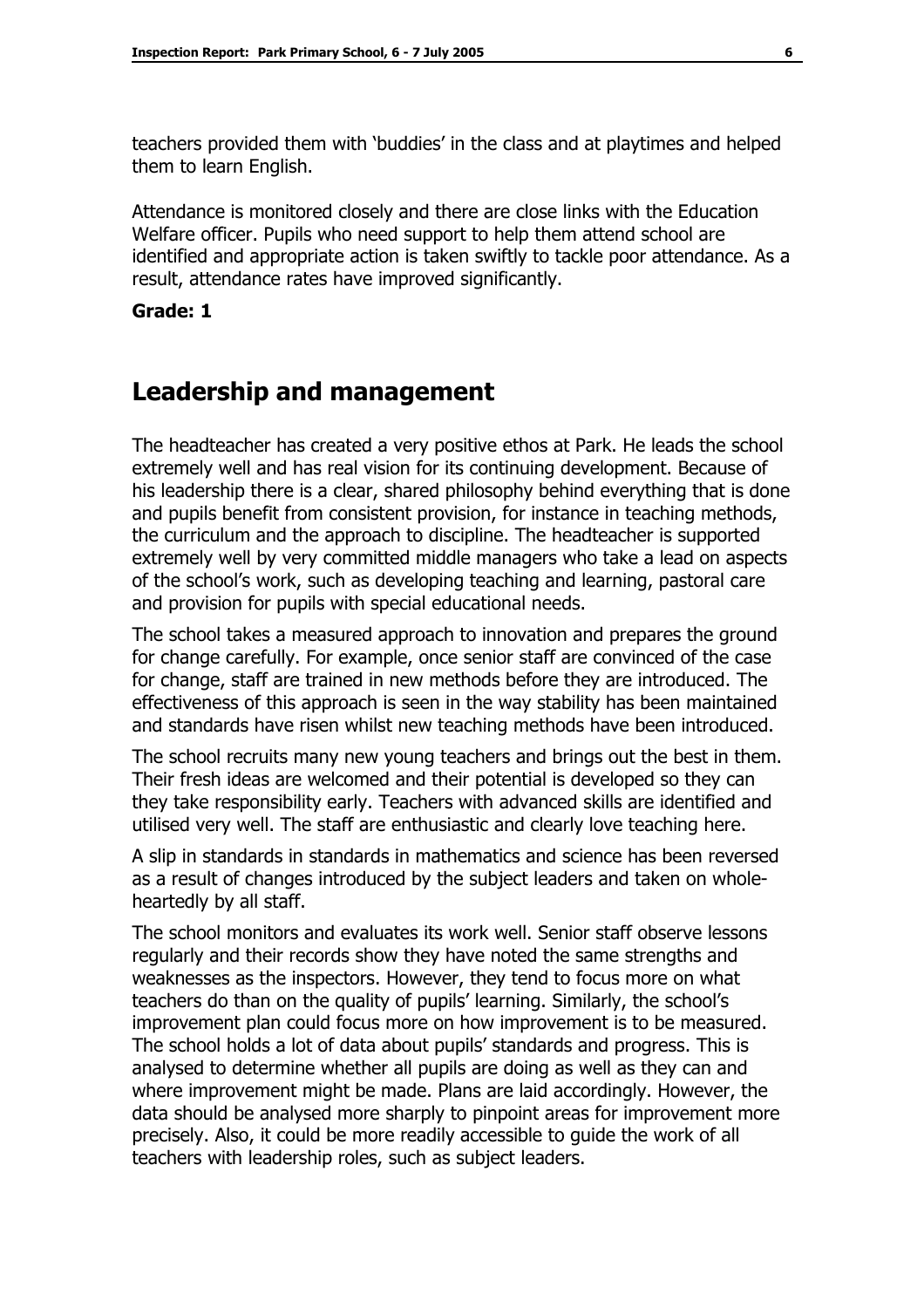teachers provided them with 'buddies' in the class and at playtimes and helped them to learn English.

Attendance is monitored closely and there are close links with the Education Welfare officer. Pupils who need support to help them attend school are identified and appropriate action is taken swiftly to tackle poor attendance. As a result, attendance rates have improved significantly.

**Grade: 1**

## Leadership and management

The headteacher has created a very positive ethos at Park. He leads the school extremely well and has real vision for its continuing development. Because of his leadership there is a clear, shared philosophy behind everything that is done and pupils benefit from consistent provision, for instance in teaching methods, the curriculum and the approach to discipline. The headteacher is supported extremely well by very committed middle managers who take a lead on aspects of the school's work, such as developing teaching and learning, pastoral care and provision for pupils with special educational needs.

The school takes a measured approach to innovation and prepares the ground for change carefully. For example, once senior staff are convinced of the case for change, staff are trained in new methods before they are introduced. The effectiveness of this approach is seen in the way stability has been maintained and standards have risen whilst new teaching methods have been introduced.

The school recruits many new young teachers and brings out the best in them. Their fresh ideas are welcomed and their potential is developed so they can they take responsibility early. Teachers with advanced skills are identified and utilised very well. The staff are enthusiastic and clearly love teaching here.

A slip in standards in standards in mathematics and science has been reversed as a result of changes introduced by the subject leaders and taken on whole-heartedly by all staff.

The school monitors and evaluates its work well. Senior staff observe lessons regularly and their records show they have noted the same strengths and weaknesses as the inspectors. However, they tend to focus more on what teachers do than on the quality of pupils' learning. Similarly, the school's improvement plan could focus more on how improvement is to be measured. The school holds a lot of data about pupils' standards and progress. This is analysed to determine whether all pupils are doing as well as they can and where improvement might be made. Plans are laid accordingly. However, the data should be analysed more sharply to pinpoint areas for improvement more precisely. Also, it could be more readily accessible to guide the work of all teachers with leadership roles, such as subject leaders.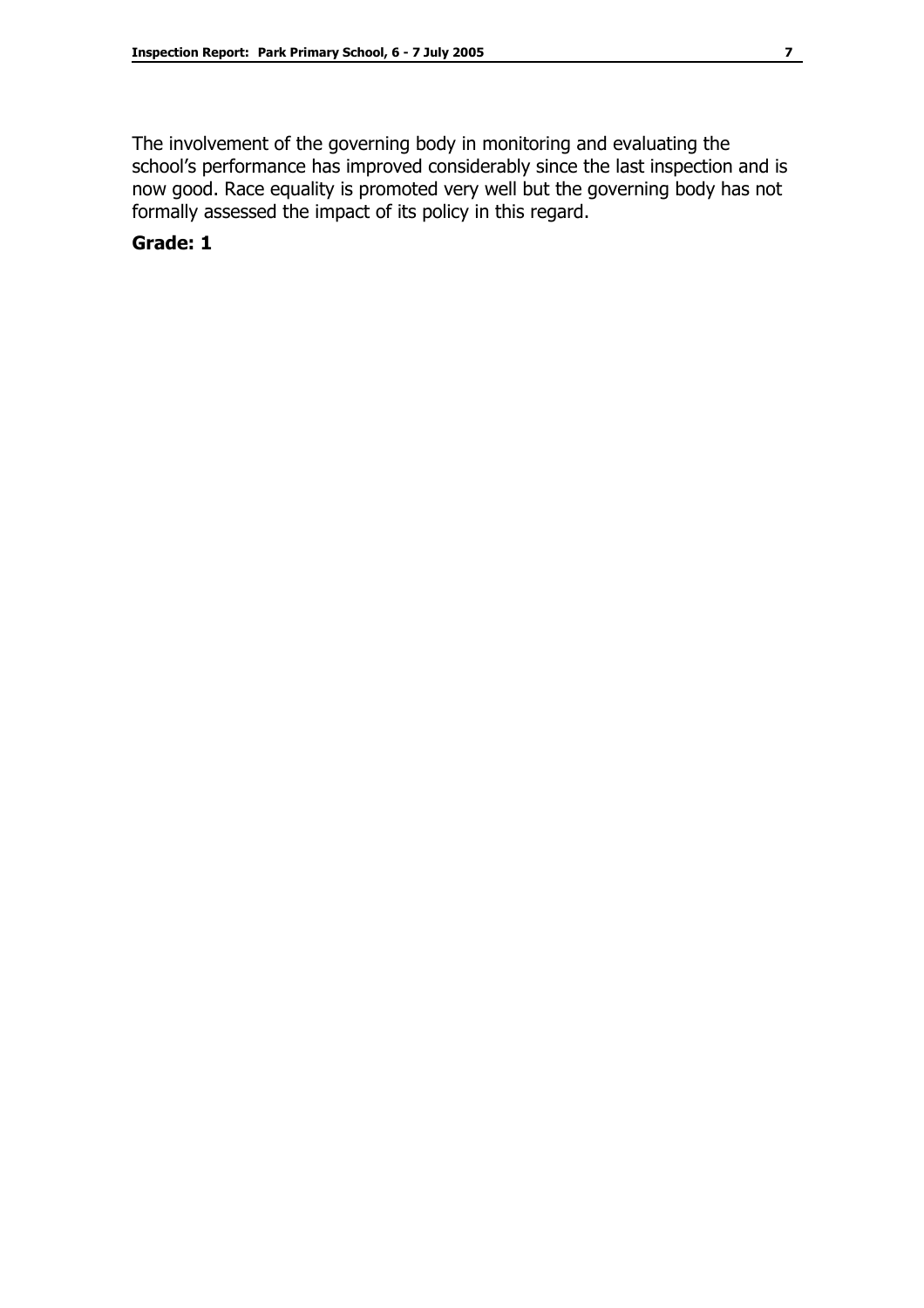The involvement of the governing body in monitoring and evaluating the school's performance has improved considerably since the last inspection and is now good. Race equality is promoted very well but the governing body has not formally assessed the impact of its policy in this regard.

**Grade: 1**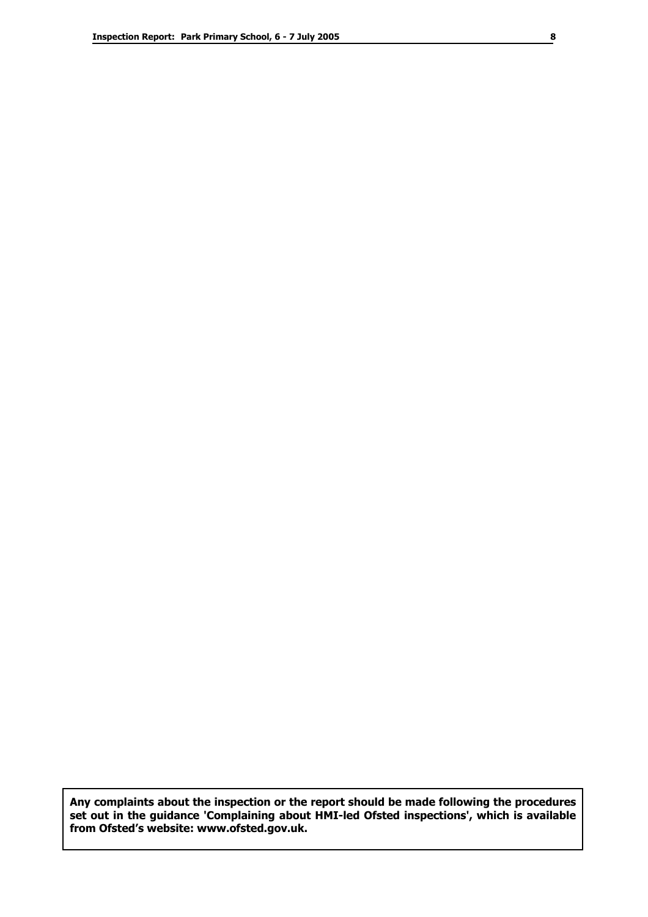**Any complaints about the inspection or the report should be made following the procedures set out in the guidance 'Complaining about HMI-led Ofsted inspections', which is available from Ofsted's website: www.ofsted.gov.uk.**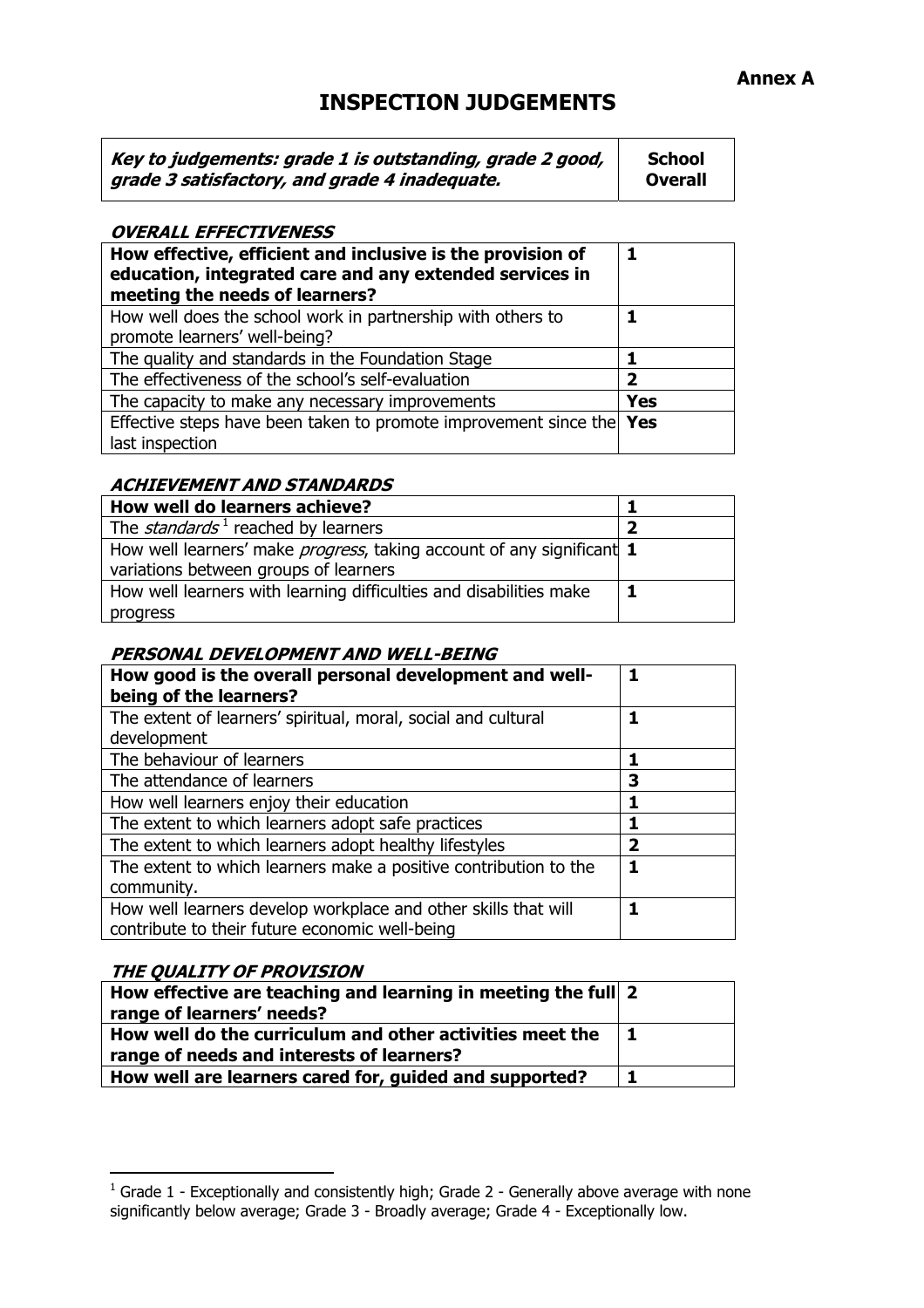**Annex A**

# INSPECTION JUDGEMENTS

| ***Key to judgements: grade 1 is outstanding, grade 2 good, grade 3 satisfactory, and grade 4 inadequate.*** | **School Overall** |
|---|---|

### *OVERALL EFFECTIVENESS*

| | |
|---|---|
| **How effective, efficient and inclusive is the provision of education, integrated care and any extended services in meeting the needs of learners?** | **1** |
| How well does the school work in partnership with others to promote learners' well-being? | **1** |
| The quality and standards in the Foundation Stage | **1** |
| The effectiveness of the school's self-evaluation | **2** |
| The capacity to make any necessary improvements | **Yes** |
| Effective steps have been taken to promote improvement since the last inspection | **Yes** |

### *ACHIEVEMENT AND STANDARDS*

| | |
|---|---|
| **How well do learners achieve?** | **1** |
| The *standards*[1] reached by learners | **2** |
| How well learners' make *progress*, taking account of any significant variations between groups of learners | **1** |
| How well learners with learning difficulties and disabilities make progress | **1** |

### *PERSONAL DEVELOPMENT AND WELL-BEING*

| | |
|---|---|
| **How good is the overall personal development and well-being of the learners?** | **1** |
| The extent of learners' spiritual, moral, social and cultural development | **1** |
| The behaviour of learners | **1** |
| The attendance of learners | **3** |
| How well learners enjoy their education | **1** |
| The extent to which learners adopt safe practices | **1** |
| The extent to which learners adopt healthy lifestyles | **2** |
| The extent to which learners make a positive contribution to the community. | **1** |
| How well learners develop workplace and other skills that will contribute to their future economic well-being | **1** |

### *THE QUALITY OF PROVISION*

| | |
|---|---|
| **How effective are teaching and learning in meeting the full range of learners' needs?** | **2** |
| **How well do the curriculum and other activities meet the range of needs and interests of learners?** | **1** |
| **How well are learners cared for, guided and supported?** | **1** |

---

[1] Grade 1 - Exceptionally and consistently high; Grade 2 - Generally above average with none significantly below average; Grade 3 - Broadly average; Grade 4 - Exceptionally low.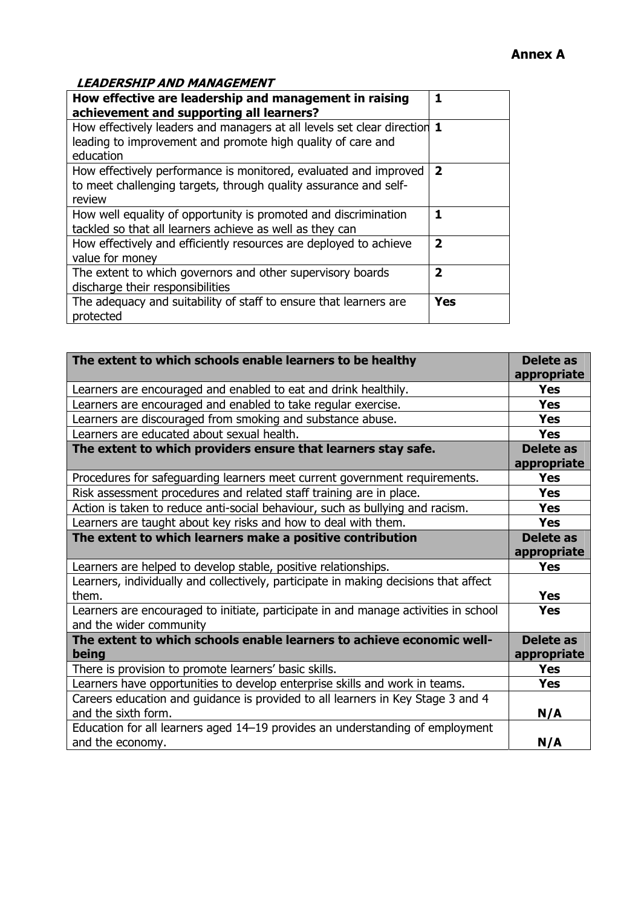**Annex A**

***LEADERSHIP AND MANAGEMENT***

| **How effective are leadership and management in raising achievement and supporting all learners?** | **1** |
|---|---|
| How effectively leaders and managers at all levels set clear direction leading to improvement and promote high quality of care and education | **1** |
| How effectively performance is monitored, evaluated and improved to meet challenging targets, through quality assurance and self-review | **2** |
| How well equality of opportunity is promoted and discrimination tackled so that all learners achieve as well as they can | **1** |
| How effectively and efficiently resources are deployed to achieve value for money | **2** |
| The extent to which governors and other supervisory boards discharge their responsibilities | **2** |
| The adequacy and suitability of staff to ensure that learners are protected | **Yes** |

| **The extent to which schools enable learners to be healthy** | **Delete as appropriate** |
|---|---|
| Learners are encouraged and enabled to eat and drink healthily. | **Yes** |
| Learners are encouraged and enabled to take regular exercise. | **Yes** |
| Learners are discouraged from smoking and substance abuse. | **Yes** |
| Learners are educated about sexual health. | **Yes** |
| **The extent to which providers ensure that learners stay safe.** | **Delete as appropriate** |
| Procedures for safeguarding learners meet current government requirements. | **Yes** |
| Risk assessment procedures and related staff training are in place. | **Yes** |
| Action is taken to reduce anti-social behaviour, such as bullying and racism. | **Yes** |
| Learners are taught about key risks and how to deal with them. | **Yes** |
| **The extent to which learners make a positive contribution** | **Delete as appropriate** |
| Learners are helped to develop stable, positive relationships. | **Yes** |
| Learners, individually and collectively, participate in making decisions that affect them. | **Yes** |
| Learners are encouraged to initiate, participate in and manage activities in school and the wider community | **Yes** |
| **The extent to which schools enable learners to achieve economic well-being** | **Delete as appropriate** |
| There is provision to promote learners' basic skills. | **Yes** |
| Learners have opportunities to develop enterprise skills and work in teams. | **Yes** |
| Careers education and guidance is provided to all learners in Key Stage 3 and 4 and the sixth form. | **N/A** |
| Education for all learners aged 14–19 provides an understanding of employment and the economy. | **N/A** |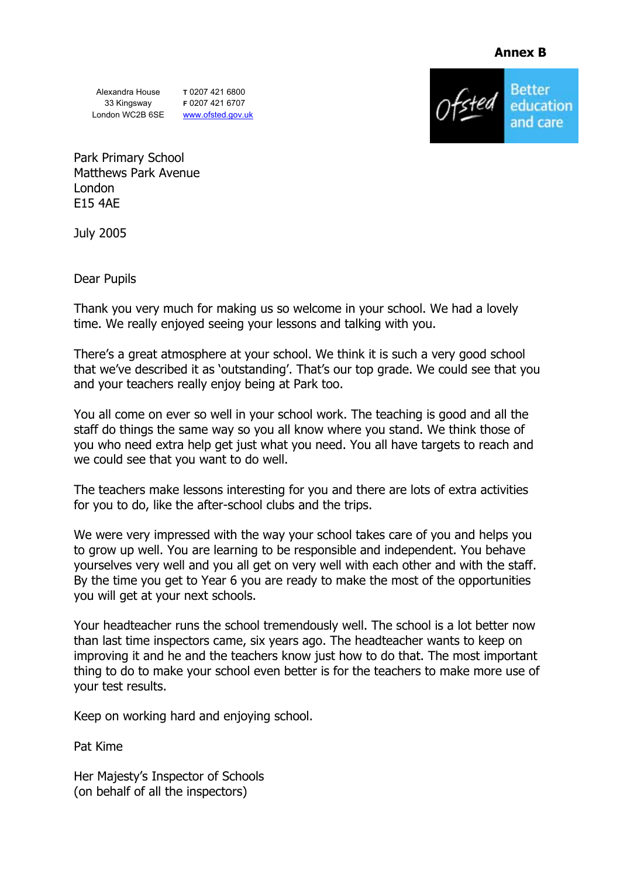**Annex B**

Alexandra House
33 Kingsway
London WC2B 6SE

T 0207 421 6800
F 0207 421 6707
www.ofsted.gov.uk

Ofsted Better education and care

Park Primary School
Matthews Park Avenue
London
E15 4AE

July 2005

Dear Pupils

Thank you very much for making us so welcome in your school. We had a lovely time. We really enjoyed seeing your lessons and talking with you.

There's a great atmosphere at your school. We think it is such a very good school that we've described it as 'outstanding'. That's our top grade. We could see that you and your teachers really enjoy being at Park too.

You all come on ever so well in your school work. The teaching is good and all the staff do things the same way so you all know where you stand. We think those of you who need extra help get just what you need. You all have targets to reach and we could see that you want to do well.

The teachers make lessons interesting for you and there are lots of extra activities for you to do, like the after-school clubs and the trips.

We were very impressed with the way your school takes care of you and helps you to grow up well. You are learning to be responsible and independent. You behave yourselves very well and you all get on very well with each other and with the staff. By the time you get to Year 6 you are ready to make the most of the opportunities you will get at your next schools.

Your headteacher runs the school tremendously well. The school is a lot better now than last time inspectors came, six years ago. The headteacher wants to keep on improving it and he and the teachers know just how to do that. The most important thing to do to make your school even better is for the teachers to make more use of your test results.

Keep on working hard and enjoying school.

Pat Kime

Her Majesty's Inspector of Schools
(on behalf of all the inspectors)